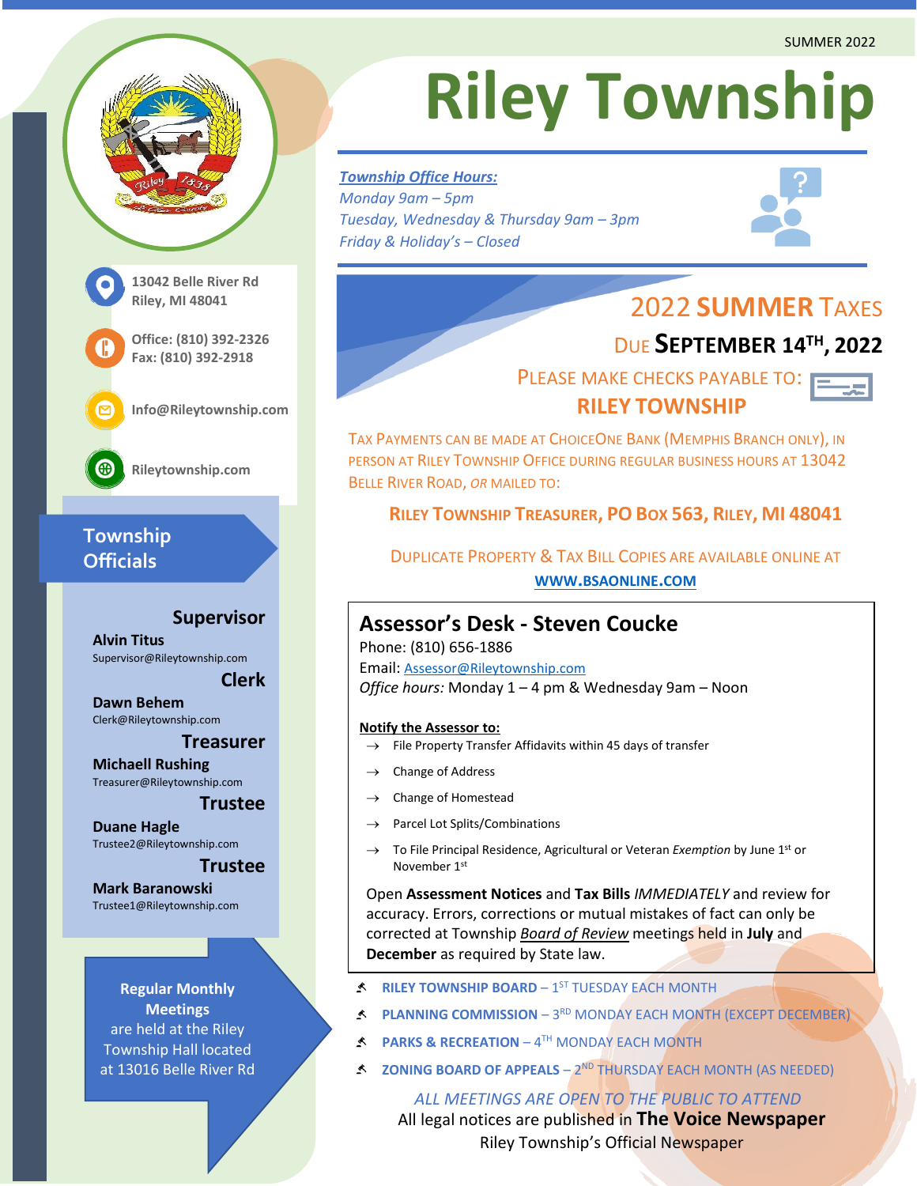SUMMER 2022

# Riley Township

***Township Office Hours:***
*Monday 9am – 5pm*
*Tuesday, Wednesday & Thursday 9am – 3pm*
*Friday & Holiday's – Closed*

13042 Belle River Rd
Riley, MI 48041

Office: (810) 392-2326
Fax: (810) 392-2918

Info@Rileytownship.com

Rileytownship.com

## Township Officials

**Supervisor**
**Alvin Titus**
Supervisor@Rileytownship.com

**Clerk**
**Dawn Behem**
Clerk@Rileytownship.com

**Treasurer**
**Michaell Rushing**
Treasurer@Rileytownship.com

**Trustee**
**Duane Hagle**
Trustee2@Rileytownship.com

**Trustee**
**Mark Baranowski**
Trustee1@Rileytownship.com

**Regular Monthly Meetings** are held at the Riley Township Hall located at 13016 Belle River Rd

## 2022 SUMMER TAXES

### DUE SEPTEMBER 14TH, 2022

PLEASE MAKE CHECKS PAYABLE TO:
**RILEY TOWNSHIP**

TAX PAYMENTS CAN BE MADE AT CHOICEONE BANK (MEMPHIS BRANCH ONLY), IN PERSON AT RILEY TOWNSHIP OFFICE DURING REGULAR BUSINESS HOURS AT 13042 BELLE RIVER ROAD, *OR* MAILED TO:

**RILEY TOWNSHIP TREASURER, PO BOX 563, RILEY, MI 48041**

DUPLICATE PROPERTY & TAX BILL COPIES ARE AVAILABLE ONLINE AT
**WWW.BSAONLINE.COM**

## Assessor's Desk - Steven Coucke

Phone: (810) 656-1886
Email: Assessor@Rileytownship.com
*Office hours:* Monday 1 – 4 pm & Wednesday 9am – Noon

**Notify the Assessor to:**

- → File Property Transfer Affidavits within 45 days of transfer
- → Change of Address
- → Change of Homestead
- → Parcel Lot Splits/Combinations
- → To File Principal Residence, Agricultural or Veteran *Exemption* by June 1st or November 1st

Open **Assessment Notices** and **Tax Bills** *IMMEDIATELY* and review for accuracy. Errors, corrections or mutual mistakes of fact can only be corrected at Township *Board of Review* meetings held in **July** and **December** as required by State law.

- **RILEY TOWNSHIP BOARD** – 1ST TUESDAY EACH MONTH
- **PLANNING COMMISSION** – 3RD MONDAY EACH MONTH (EXCEPT DECEMBER)
- **PARKS & RECREATION** – 4TH MONDAY EACH MONTH
- **ZONING BOARD OF APPEALS** – 2ND THURSDAY EACH MONTH (AS NEEDED)

*ALL MEETINGS ARE OPEN TO THE PUBLIC TO ATTEND*
All legal notices are published in **The Voice Newspaper**
Riley Township's Official Newspaper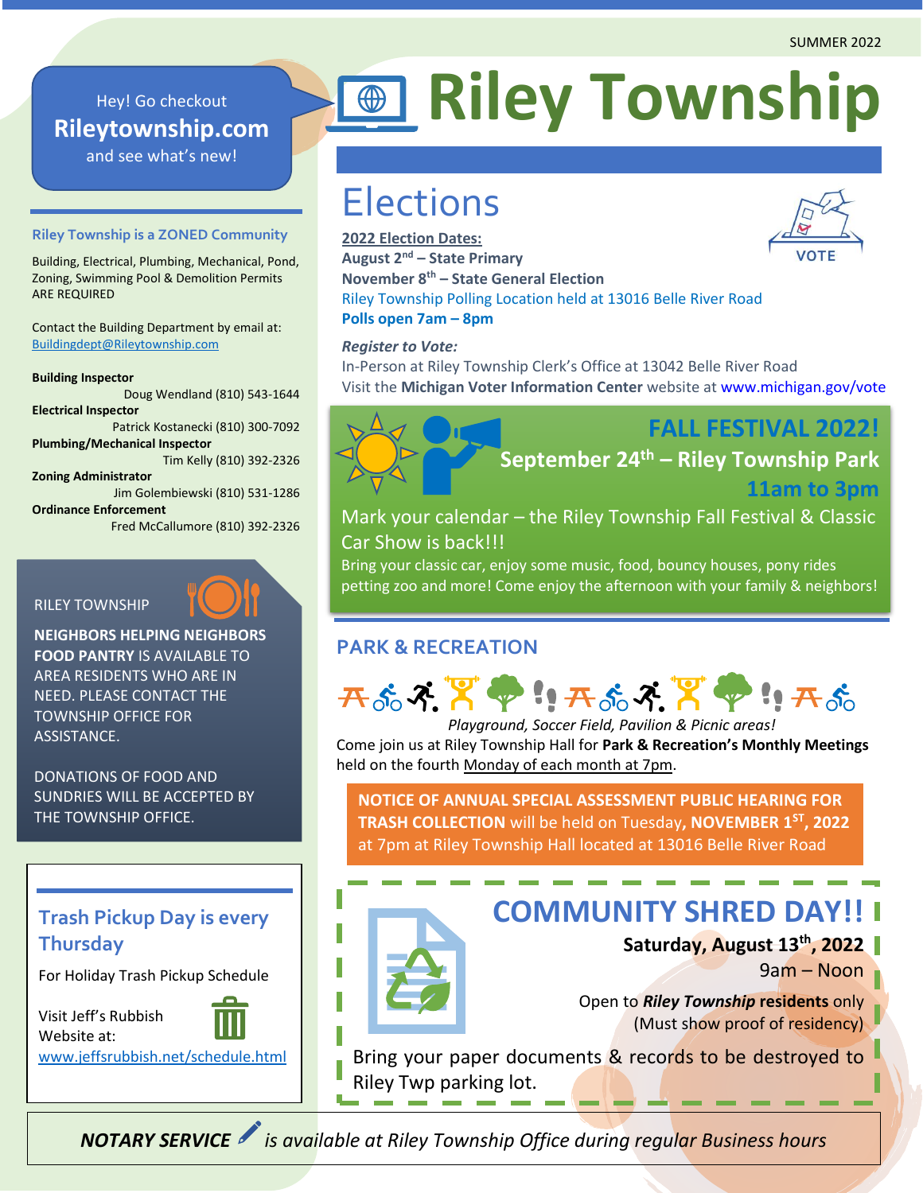SUMMER 2022

# Riley Township

Hey! Go checkout
**Rileytownship.com**
and see what's new!

## Riley Township is a ZONED Community

Building, Electrical, Plumbing, Mechanical, Pond, Zoning, Swimming Pool & Demolition Permits ARE REQUIRED

Contact the Building Department by email at:
Buildingdept@Rileytownship.com

**Building Inspector**
Doug Wendland (810) 543-1644
**Electrical Inspector**
Patrick Kostanecki (810) 300-7092
**Plumbing/Mechanical Inspector**
Tim Kelly (810) 392-2326
**Zoning Administrator**
Jim Golembiewski (810) 531-1286
**Ordinance Enforcement**
Fred McCallumore (810) 392-2326

RILEY TOWNSHIP

**NEIGHBORS HELPING NEIGHBORS FOOD PANTRY** IS AVAILABLE TO AREA RESIDENTS WHO ARE IN NEED. PLEASE CONTACT THE TOWNSHIP OFFICE FOR ASSISTANCE.

DONATIONS OF FOOD AND SUNDRIES WILL BE ACCEPTED BY THE TOWNSHIP OFFICE.

## Trash Pickup Day is every Thursday

For Holiday Trash Pickup Schedule

Visit Jeff's Rubbish Website at:
www.jeffsrubbish.net/schedule.html

## Elections

**2022 Election Dates:**
**August 2nd – State Primary**
**November 8th – State General Election**
Riley Township Polling Location held at 13016 Belle River Road
**Polls open 7am – 8pm**

VOTE

***Register to Vote:***
In-Person at Riley Township Clerk's Office at 13042 Belle River Road
Visit the **Michigan Voter Information Center** website at www.michigan.gov/vote

## FALL FESTIVAL 2022!

**September 24th – Riley Township Park**
**11am to 3pm**

Mark your calendar – the Riley Township Fall Festival & Classic Car Show is back!!!

Bring your classic car, enjoy some music, food, bouncy houses, pony rides petting zoo and more! Come enjoy the afternoon with your family & neighbors!

## PARK & RECREATION

*Playground, Soccer Field, Pavilion & Picnic areas!*

Come join us at Riley Township Hall for **Park & Recreation's Monthly Meetings** held on the fourth Monday of each month at 7pm.

**NOTICE OF ANNUAL SPECIAL ASSESSMENT PUBLIC HEARING FOR TRASH COLLECTION** will be held on Tuesday, **NOVEMBER 1ST, 2022** at 7pm at Riley Township Hall located at 13016 Belle River Road

## COMMUNITY SHRED DAY!!

**Saturday, August 13th, 2022**
9am – Noon

Open to ***Riley Township* residents** only
(Must show proof of residency)

Bring your paper documents & records to be destroyed to Riley Twp parking lot.

***NOTARY SERVICE*** *is available at Riley Township Office during regular Business hours*